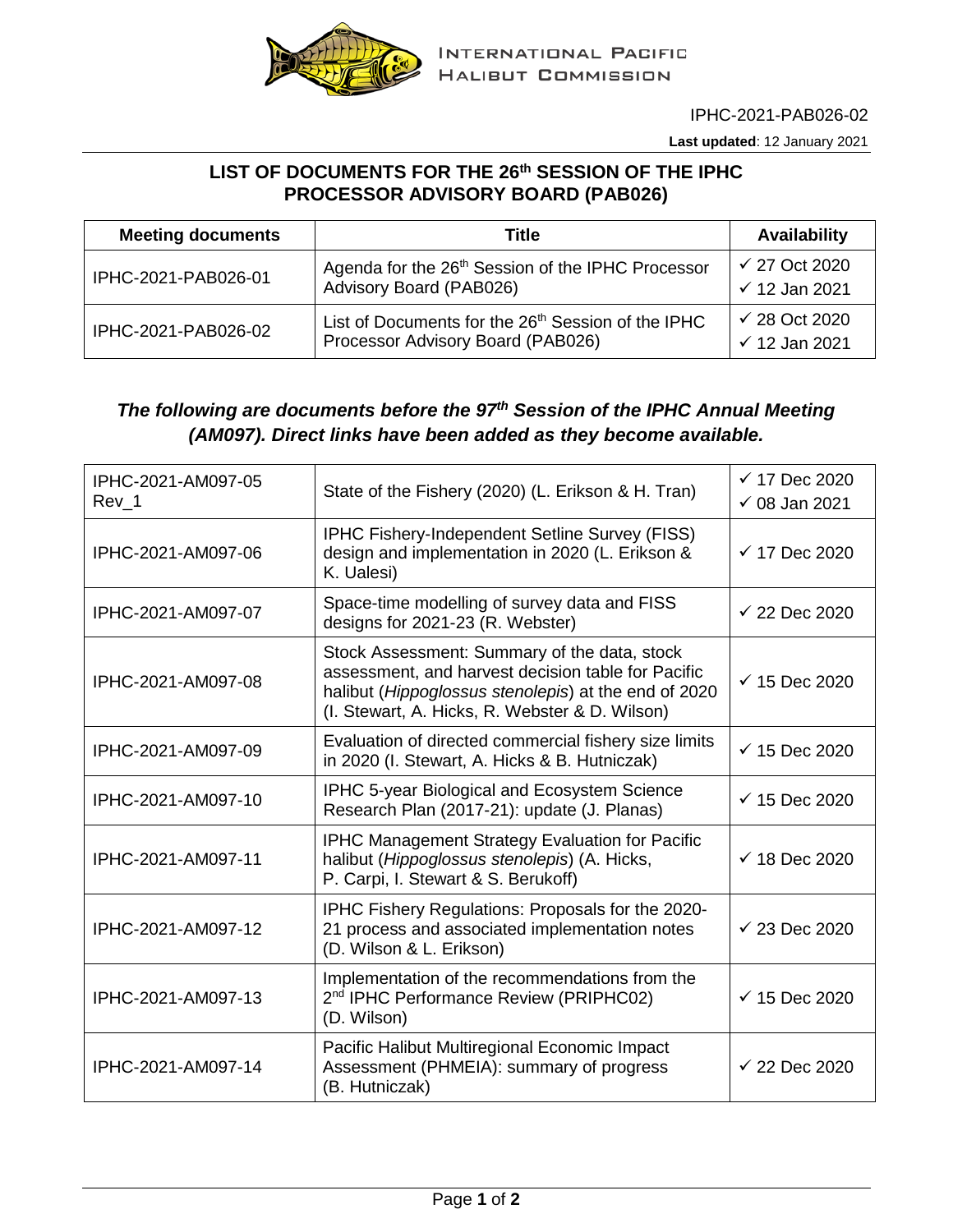INTERNATIONAL PACIFIC HALIBUT COMMISSION

IPHC-2021-PAB026-02

**Last updated**: 12 January 2021

## LIST OF DOCUMENTS FOR THE 26th SESSION OF THE IPHC PROCESSOR ADVISORY BOARD (PAB026)

| Meeting documents | Title | Availability |
|---|---|---|
| IPHC-2021-PAB026-01 | Agenda for the 26th Session of the IPHC Processor Advisory Board (PAB026) | ✓ 27 Oct 2020<br>✓ 12 Jan 2021 |
| IPHC-2021-PAB026-02 | List of Documents for the 26th Session of the IPHC Processor Advisory Board (PAB026) | ✓ 28 Oct 2020<br>✓ 12 Jan 2021 |

### *The following are documents before the 97th Session of the IPHC Annual Meeting (AM097). Direct links have been added as they become available.*

| | | |
|---|---|---|
| IPHC-2021-AM097-05 Rev_1 | State of the Fishery (2020) (L. Erikson & H. Tran) | ✓ 17 Dec 2020<br>✓ 08 Jan 2021 |
| IPHC-2021-AM097-06 | IPHC Fishery-Independent Setline Survey (FISS) design and implementation in 2020 (L. Erikson & K. Ualesi) | ✓ 17 Dec 2020 |
| IPHC-2021-AM097-07 | Space-time modelling of survey data and FISS designs for 2021-23 (R. Webster) | ✓ 22 Dec 2020 |
| IPHC-2021-AM097-08 | Stock Assessment: Summary of the data, stock assessment, and harvest decision table for Pacific halibut (*Hippoglossus stenolepis*) at the end of 2020 (I. Stewart, A. Hicks, R. Webster & D. Wilson) | ✓ 15 Dec 2020 |
| IPHC-2021-AM097-09 | Evaluation of directed commercial fishery size limits in 2020 (I. Stewart, A. Hicks & B. Hutniczak) | ✓ 15 Dec 2020 |
| IPHC-2021-AM097-10 | IPHC 5-year Biological and Ecosystem Science Research Plan (2017-21): update (J. Planas) | ✓ 15 Dec 2020 |
| IPHC-2021-AM097-11 | IPHC Management Strategy Evaluation for Pacific halibut (*Hippoglossus stenolepis*) (A. Hicks, P. Carpi, I. Stewart & S. Berukoff) | ✓ 18 Dec 2020 |
| IPHC-2021-AM097-12 | IPHC Fishery Regulations: Proposals for the 2020-21 process and associated implementation notes (D. Wilson & L. Erikson) | ✓ 23 Dec 2020 |
| IPHC-2021-AM097-13 | Implementation of the recommendations from the 2nd IPHC Performance Review (PRIPHC02) (D. Wilson) | ✓ 15 Dec 2020 |
| IPHC-2021-AM097-14 | Pacific Halibut Multiregional Economic Impact Assessment (PHMEIA): summary of progress (B. Hutniczak) | ✓ 22 Dec 2020 |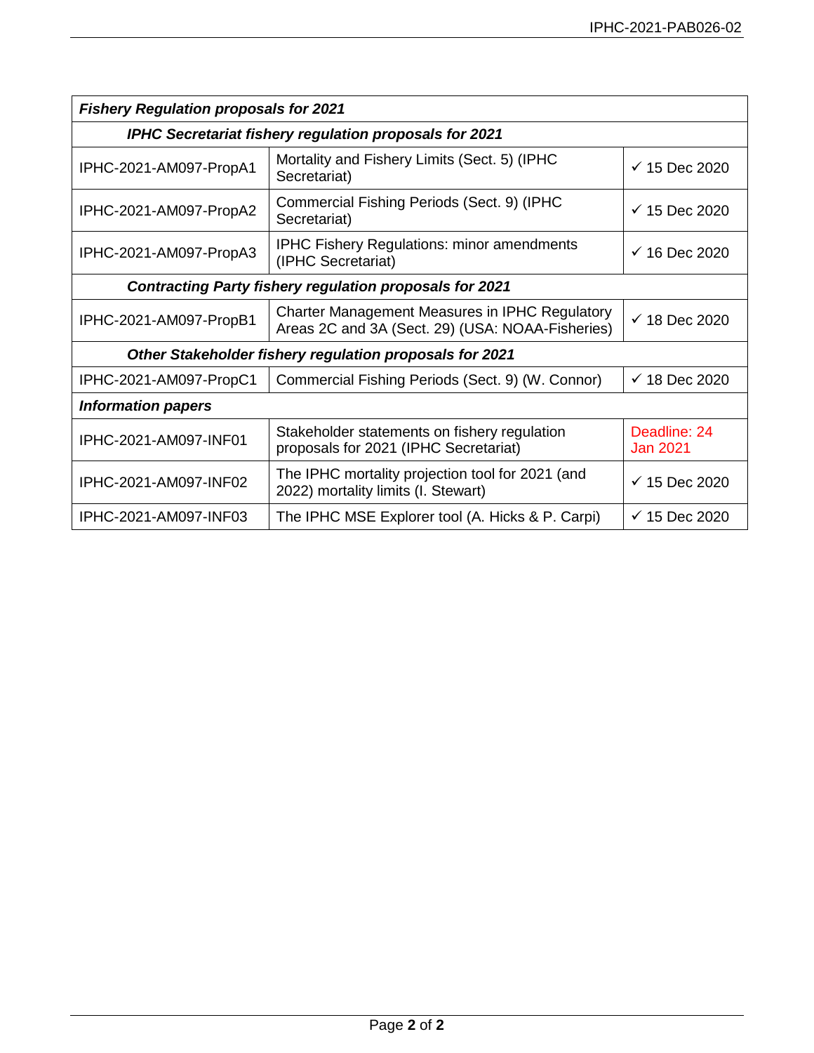| | | |
|---|---|---|
| ***Fishery Regulation proposals for 2021*** | | |
| ***IPHC Secretariat fishery regulation proposals for 2021*** | | |
| IPHC-2021-AM097-PropA1 | Mortality and Fishery Limits (Sect. 5) (IPHC Secretariat) | ✓ 15 Dec 2020 |
| IPHC-2021-AM097-PropA2 | Commercial Fishing Periods (Sect. 9) (IPHC Secretariat) | ✓ 15 Dec 2020 |
| IPHC-2021-AM097-PropA3 | IPHC Fishery Regulations: minor amendments (IPHC Secretariat) | ✓ 16 Dec 2020 |
| ***Contracting Party fishery regulation proposals for 2021*** | | |
| IPHC-2021-AM097-PropB1 | Charter Management Measures in IPHC Regulatory Areas 2C and 3A (Sect. 29) (USA: NOAA-Fisheries) | ✓ 18 Dec 2020 |
| ***Other Stakeholder fishery regulation proposals for 2021*** | | |
| IPHC-2021-AM097-PropC1 | Commercial Fishing Periods (Sect. 9) (W. Connor) | ✓ 18 Dec 2020 |
| ***Information papers*** | | |
| IPHC-2021-AM097-INF01 | Stakeholder statements on fishery regulation proposals for 2021 (IPHC Secretariat) | Deadline: 24 Jan 2021 |
| IPHC-2021-AM097-INF02 | The IPHC mortality projection tool for 2021 (and 2022) mortality limits (I. Stewart) | ✓ 15 Dec 2020 |
| IPHC-2021-AM097-INF03 | The IPHC MSE Explorer tool (A. Hicks & P. Carpi) | ✓ 15 Dec 2020 |